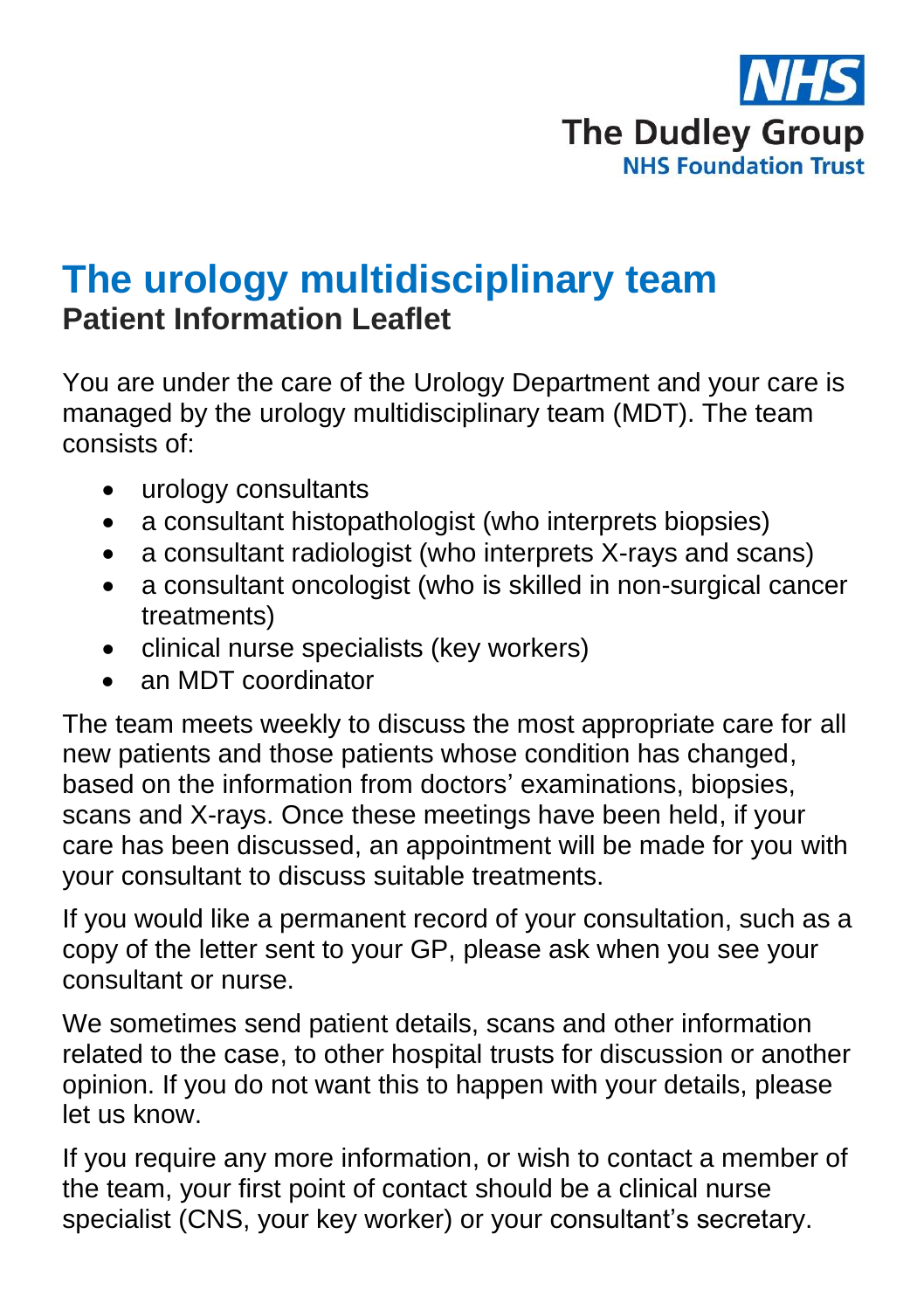The Dudley Group
NHS Foundation Trust

# The urology multidisciplinary team

## Patient Information Leaflet

You are under the care of the Urology Department and your care is managed by the urology multidisciplinary team (MDT). The team consists of:

- urology consultants
- a consultant histopathologist (who interprets biopsies)
- a consultant radiologist (who interprets X-rays and scans)
- a consultant oncologist (who is skilled in non-surgical cancer treatments)
- clinical nurse specialists (key workers)
- an MDT coordinator

The team meets weekly to discuss the most appropriate care for all new patients and those patients whose condition has changed, based on the information from doctors' examinations, biopsies, scans and X-rays. Once these meetings have been held, if your care has been discussed, an appointment will be made for you with your consultant to discuss suitable treatments.

If you would like a permanent record of your consultation, such as a copy of the letter sent to your GP, please ask when you see your consultant or nurse.

We sometimes send patient details, scans and other information related to the case, to other hospital trusts for discussion or another opinion. If you do not want this to happen with your details, please let us know.

If you require any more information, or wish to contact a member of the team, your first point of contact should be a clinical nurse specialist (CNS, your key worker) or your consultant's secretary.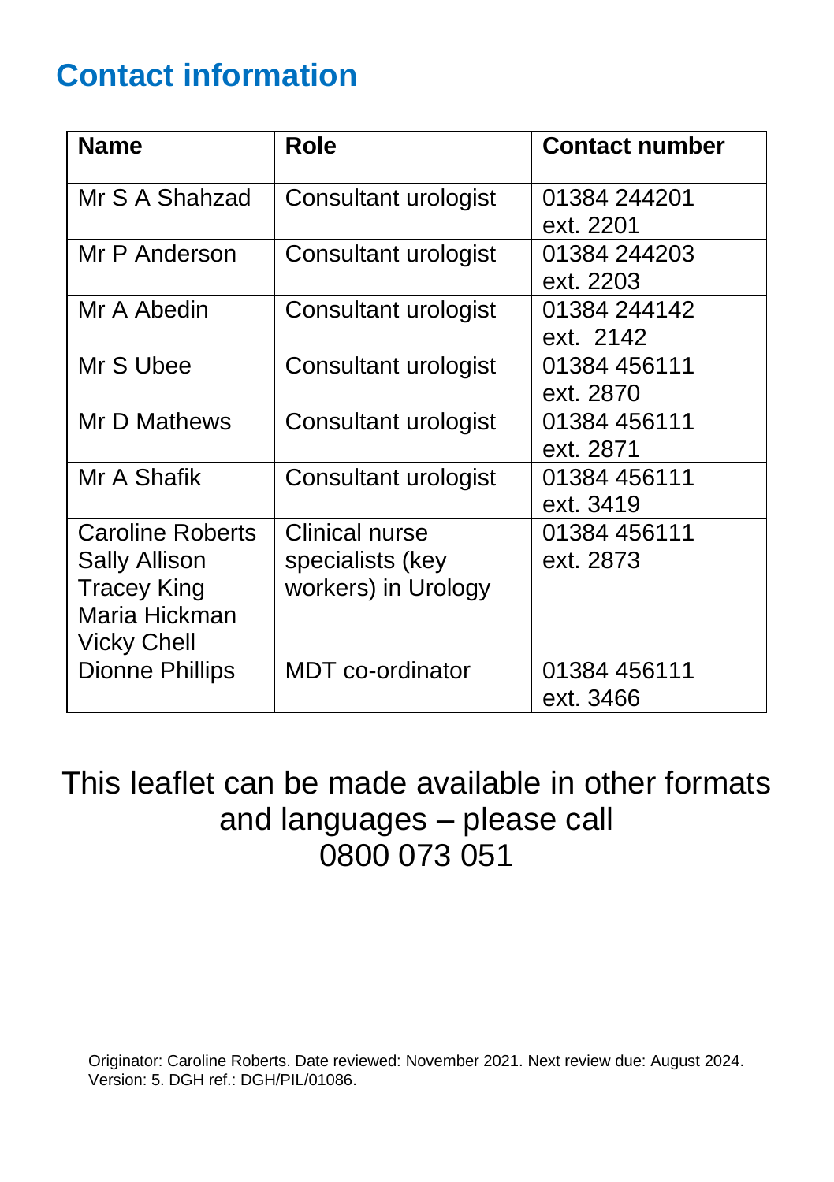## Contact information

| Name | Role | Contact number |
|---|---|---|
| Mr S A Shahzad | Consultant urologist | 01384 244201 ext. 2201 |
| Mr P Anderson | Consultant urologist | 01384 244203 ext. 2203 |
| Mr A Abedin | Consultant urologist | 01384 244142 ext. 2142 |
| Mr S Ubee | Consultant urologist | 01384 456111 ext. 2870 |
| Mr D Mathews | Consultant urologist | 01384 456111 ext. 2871 |
| Mr A Shafik | Consultant urologist | 01384 456111 ext. 3419 |
| Caroline Roberts<br>Sally Allison<br>Tracey King<br>Maria Hickman<br>Vicky Chell | Clinical nurse specialists (key workers) in Urology | 01384 456111 ext. 2873 |
| Dionne Phillips | MDT co-ordinator | 01384 456111 ext. 3466 |

This leaflet can be made available in other formats and languages – please call 0800 073 051

Originator: Caroline Roberts. Date reviewed: November 2021. Next review due: August 2024. Version: 5. DGH ref.: DGH/PIL/01086.